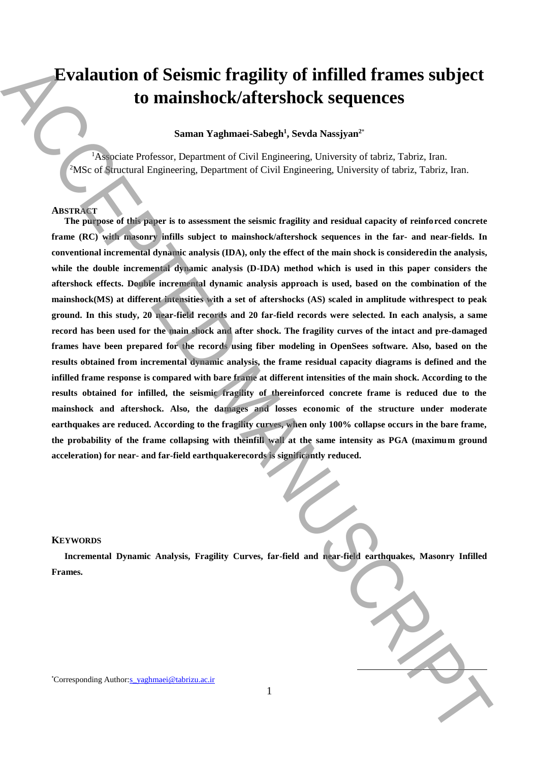# Evalaution of Seismic fragility of infilled frames subject to mainshock/aftershock sequences

**Saman Yaghmaei-Sabegh[1], Sevda Nassjyan[2*]**

[1]Associate Professor, Department of Civil Engineering, University of tabriz, Tabriz, Iran.
[2]MSc of Structural Engineering, Department of Civil Engineering, University of tabriz, Tabriz, Iran.

## ABSTRACT

**The purpose of this paper is to assessment the seismic fragility and residual capacity of reinforced concrete frame (RC) with masonry infills subject to mainshock/aftershock sequences in the far- and near-fields. In conventional incremental dynamic analysis (IDA), only the effect of the main shock is consideredin the analysis, while the double incremental dynamic analysis (D-IDA) method which is used in this paper considers the aftershock effects. Double incremental dynamic analysis approach is used, based on the combination of the mainshock(MS) at different intensities with a set of aftershocks (AS) scaled in amplitude withrespect to peak ground. In this study, 20 near-field records and 20 far-field records were selected. In each analysis, a same record has been used for the main shock and after shock. The fragility curves of the intact and pre-damaged frames have been prepared for the records using fiber modeling in OpenSees software. Also, based on the results obtained from incremental dynamic analysis, the frame residual capacity diagrams is defined and the infilled frame response is compared with bare frame at different intensities of the main shock. According to the results obtained for infilled, the seismic fragility of thereinforced concrete frame is reduced due to the mainshock and aftershock. Also, the damages and losses economic of the structure under moderate earthquakes are reduced. According to the fragility curves, when only 100% collapse occurs in the bare frame, the probability of the frame collapsing with theinfill wall at the same intensity as PGA (maximum ground acceleration) for near- and far-field earthquakerecords is significantly reduced.**

## KEYWORDS

**Incremental Dynamic Analysis, Fragility Curves, far-field and near-field earthquakes, Masonry Infilled Frames.**

*Corresponding Author: s_yaghmaei@tabrizu.ac.ir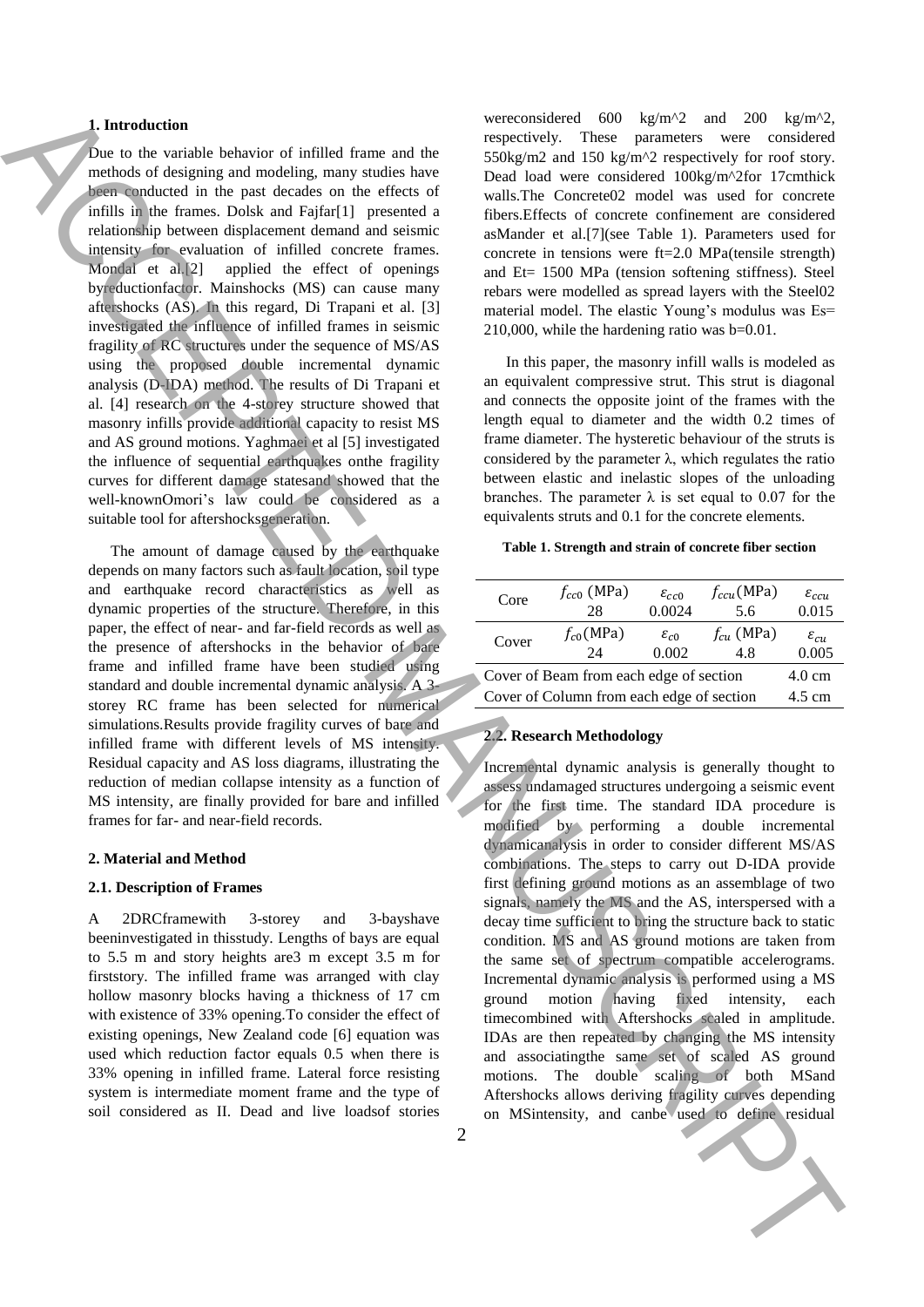### 1. Introduction

Due to the variable behavior of infilled frame and the methods of designing and modeling, many studies have been conducted in the past decades on the effects of infills in the frames. Dolsk and Fajfar[1] presented a relationship between displacement demand and seismic intensity for evaluation of infilled concrete frames. Mondal et al.[2] applied the effect of openings byreductionfactor. Mainshocks (MS) can cause many aftershocks (AS). In this regard, Di Trapani et al. [3] investigated the influence of infilled frames in seismic fragility of RC structures under the sequence of MS/AS using the proposed double incremental dynamic analysis (D-IDA) method. The results of Di Trapani et al. [4] research on the 4-storey structure showed that masonry infills provide additional capacity to resist MS and AS ground motions. Yaghmaei et al [5] investigated the influence of sequential earthquakes onthe fragility curves for different damage statesand showed that the well-knownOmori's law could be considered as a suitable tool for aftershocksgeneration.

The amount of damage caused by the earthquake depends on many factors such as fault location, soil type and earthquake record characteristics as well as dynamic properties of the structure. Therefore, in this paper, the effect of near- and far-field records as well as the presence of aftershocks in the behavior of bare frame and infilled frame have been studied using standard and double incremental dynamic analysis. A 3-storey RC frame has been selected for numerical simulations.Results provide fragility curves of bare and infilled frame with different levels of MS intensity. Residual capacity and AS loss diagrams, illustrating the reduction of median collapse intensity as a function of MS intensity, are finally provided for bare and infilled frames for far- and near-field records.

### 2. Material and Method

#### 2.1. Description of Frames

A 2DRCframewith 3-storey and 3-bayshave beeninvestigated in thisstudy. Lengths of bays are equal to 5.5 m and story heights are3 m except 3.5 m for firststory. The infilled frame was arranged with clay hollow masonry blocks having a thickness of 17 cm with existence of 33% opening.To consider the effect of existing openings, New Zealand code [6] equation was used which reduction factor equals 0.5 when there is 33% opening in infilled frame. Lateral force resisting system is intermediate moment frame and the type of soil considered as II. Dead and live loadsof stories wereconsidered 600 kg/m^2 and 200 kg/m^2, respectively. These parameters were considered 550kg/m2 and 150 kg/m^2 respectively for roof story. Dead load were considered 100kg/m^2for 17cmthick walls.The Concrete02 model was used for concrete fibers.Effects of concrete confinement are considered asMander et al.[7](see Table 1). Parameters used for concrete in tensions were ft=2.0 MPa(tensile strength) and Et= 1500 MPa (tension softening stiffness). Steel rebars were modelled as spread layers with the Steel02 material model. The elastic Young's modulus was Es= 210,000, while the hardening ratio was b=0.01.

In this paper, the masonry infill walls is modeled as an equivalent compressive strut. This strut is diagonal and connects the opposite joint of the frames with the length equal to diameter and the width 0.2 times of frame diameter. The hysteretic behaviour of the struts is considered by the parameter λ, which regulates the ratio between elastic and inelastic slopes of the unloading branches. The parameter λ is set equal to 0.07 for the equivalents struts and 0.1 for the concrete elements.

**Table 1. Strength and strain of concrete fiber section**

| Core | $f_{cc0}$ (MPa) | $\varepsilon_{cc0}$ | $f_{ccu}$ (MPa) | $\varepsilon_{ccu}$ |
|---|---|---|---|---|
| | 28 | 0.0024 | 5.6 | 0.015 |
| Cover | $f_{c0}$ (MPa) | $\varepsilon_{c0}$ | $f_{cu}$ (MPa) | $\varepsilon_{cu}$ |
| | 24 | 0.002 | 4.8 | 0.005 |
| Cover of Beam from each edge of section | | | | 4.0 cm |
| Cover of Column from each edge of section | | | | 4.5 cm |

#### 2.2. Research Methodology

Incremental dynamic analysis is generally thought to assess undamaged structures undergoing a seismic event for the first time. The standard IDA procedure is modified by performing a double incremental dynamicanalysis in order to consider different MS/AS combinations. The steps to carry out D-IDA provide first defining ground motions as an assemblage of two signals, namely the MS and the AS, interspersed with a decay time sufficient to bring the structure back to static condition. MS and AS ground motions are taken from the same set of spectrum compatible accelerograms. Incremental dynamic analysis is performed using a MS ground motion having fixed intensity, each timecombined with Aftershocks scaled in amplitude. IDAs are then repeated by changing the MS intensity and associatingthe same set of scaled AS ground motions. The double scaling of both MSand Aftershocks allows deriving fragility curves depending on MSintensity, and canbe used to define residual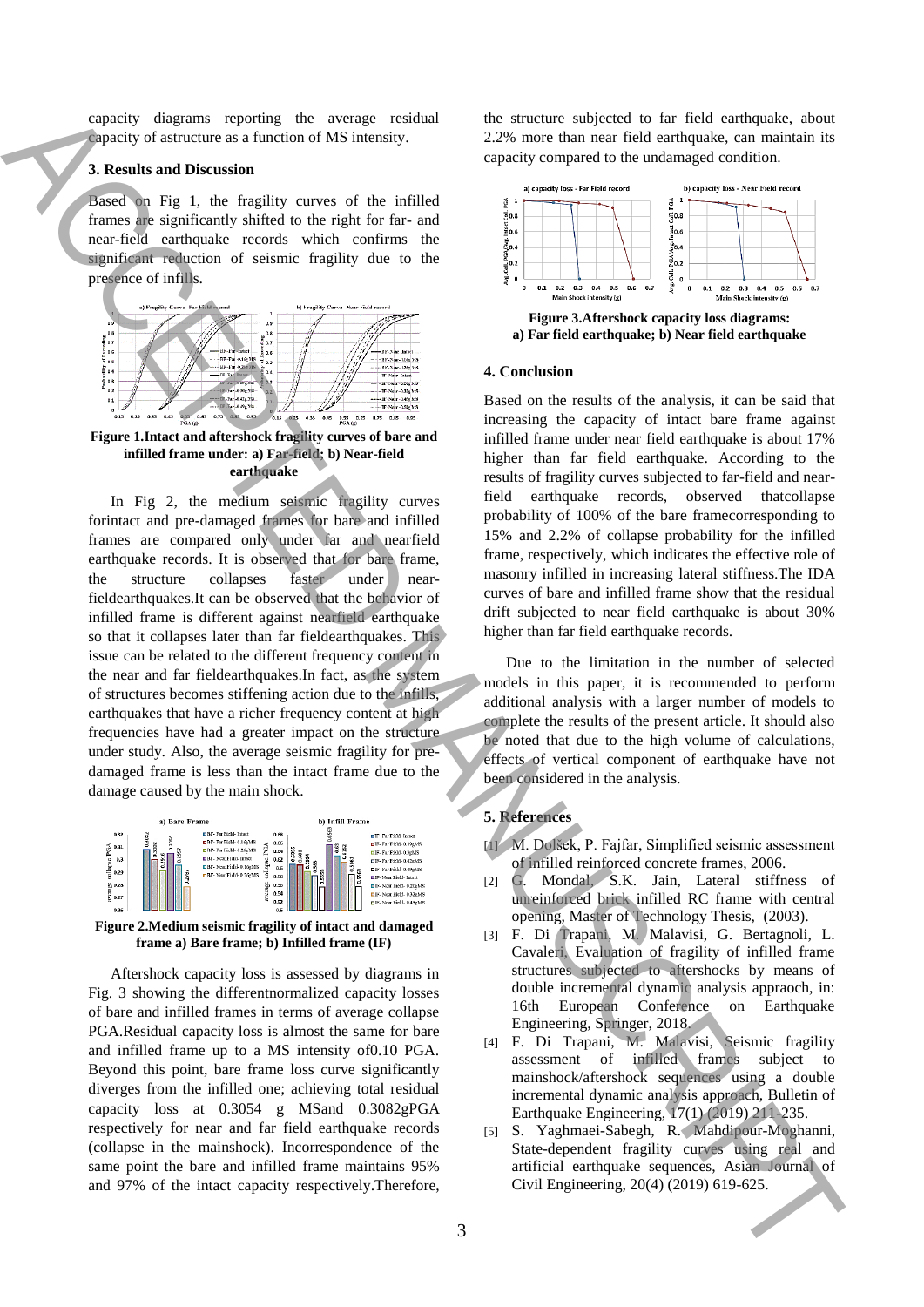capacity diagrams reporting the average residual capacity of astructure as a function of MS intensity.

## 3. Results and Discussion

Based on Fig 1, the fragility curves of the infilled frames are significantly shifted to the right for far- and near-field earthquake records which confirms the significant reduction of seismic fragility due to the presence of infills.

**Figure 1.Intact and aftershock fragility curves of bare and infilled frame under: a) Far-field; b) Near-field earthquake**

In Fig 2, the medium seismic fragility curves forintact and pre-damaged frames for bare and infilled frames are compared only under far and nearfield earthquake records. It is observed that for bare frame, the structure collapses faster under near-fieldearthquakes.It can be observed that the behavior of infilled frame is different against nearfield earthquake so that it collapses later than far fieldearthquakes. This issue can be related to the different frequency content in the near and far fieldearthquakes.In fact, as the system of structures becomes stiffening action due to the infills, earthquakes that have a richer frequency content at high frequencies have had a greater impact on the structure under study. Also, the average seismic fragility for pre-damaged frame is less than the intact frame due to the damage caused by the main shock.

**Figure 2.Medium seismic fragility of intact and damaged frame a) Bare frame; b) Infilled frame (IF)**

Aftershock capacity loss is assessed by diagrams in Fig. 3 showing the differentnormalized capacity losses of bare and infilled frames in terms of average collapse PGA.Residual capacity loss is almost the same for bare and infilled frame up to a MS intensity of0.10 PGA. Beyond this point, bare frame loss curve significantly diverges from the infilled one; achieving total residual capacity loss at 0.3054 g MSand 0.3082gPGA respectively for near and far field earthquake records (collapse in the mainshock). Incorrespondence of the same point the bare and infilled frame maintains 95% and 97% of the intact capacity respectively.Therefore, the structure subjected to far field earthquake, about 2.2% more than near field earthquake, can maintain its capacity compared to the undamaged condition.

**Figure 3.Aftershock capacity loss diagrams: a) Far field earthquake; b) Near field earthquake**

## 4. Conclusion

Based on the results of the analysis, it can be said that increasing the capacity of intact bare frame against infilled frame under near field earthquake is about 17% higher than far field earthquake. According to the results of fragility curves subjected to far-field and near-field earthquake records, observed thatcollapse probability of 100% of the bare framecorresponding to 15% and 2.2% of collapse probability for the infilled frame, respectively, which indicates the effective role of masonry infilled in increasing lateral stiffness.The IDA curves of bare and infilled frame show that the residual drift subjected to near field earthquake is about 30% higher than far field earthquake records.

Due to the limitation in the number of selected models in this paper, it is recommended to perform additional analysis with a larger number of models to complete the results of the present article. It should also be noted that due to the high volume of calculations, effects of vertical component of earthquake have not been considered in the analysis.

## 5. References

[1] M. Dolsek, P. Fajfar, Simplified seismic assessment of infilled reinforced concrete frames, 2006.

[2] G. Mondal, S.K. Jain, Lateral stiffness of unreinforced brick infilled RC frame with central opening, Master of Technology Thesis, (2003).

[3] F. Di Trapani, M. Malavisi, G. Bertagnoli, L. Cavaleri, Evaluation of fragility of infilled frame structures subjected to aftershocks by means of double incremental dynamic analysis appraoch, in: 16th European Conference on Earthquake Engineering, Springer, 2018.

[4] F. Di Trapani, M. Malavisi, Seismic fragility assessment of infilled frames subject to mainshock/aftershock sequences using a double incremental dynamic analysis approach, Bulletin of Earthquake Engineering, 17(1) (2019) 211-235.

[5] S. Yaghmaei-Sabegh, R. Mahdipour-Moghanni, State-dependent fragility curves using real and artificial earthquake sequences, Asian Journal of Civil Engineering, 20(4) (2019) 619-625.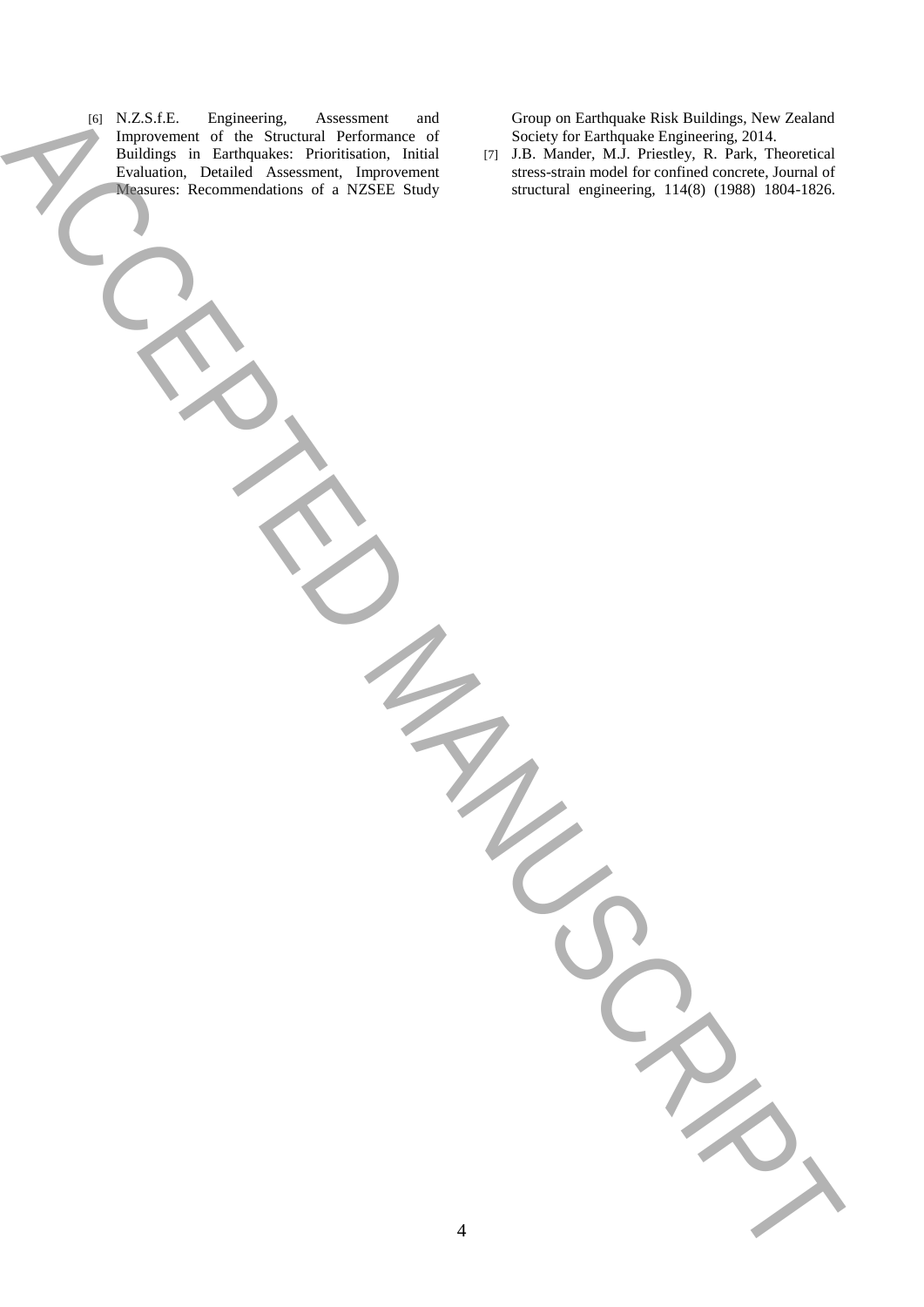[6] N.Z.S.f.E. Engineering, Assessment and Improvement of the Structural Performance of Buildings in Earthquakes: Prioritisation, Initial Evaluation, Detailed Assessment, Improvement Measures: Recommendations of a NZSEE Study Group on Earthquake Risk Buildings, New Zealand Society for Earthquake Engineering, 2014.

[7] J.B. Mander, M.J. Priestley, R. Park, Theoretical stress-strain model for confined concrete, Journal of structural engineering, 114(8) (1988) 1804-1826.